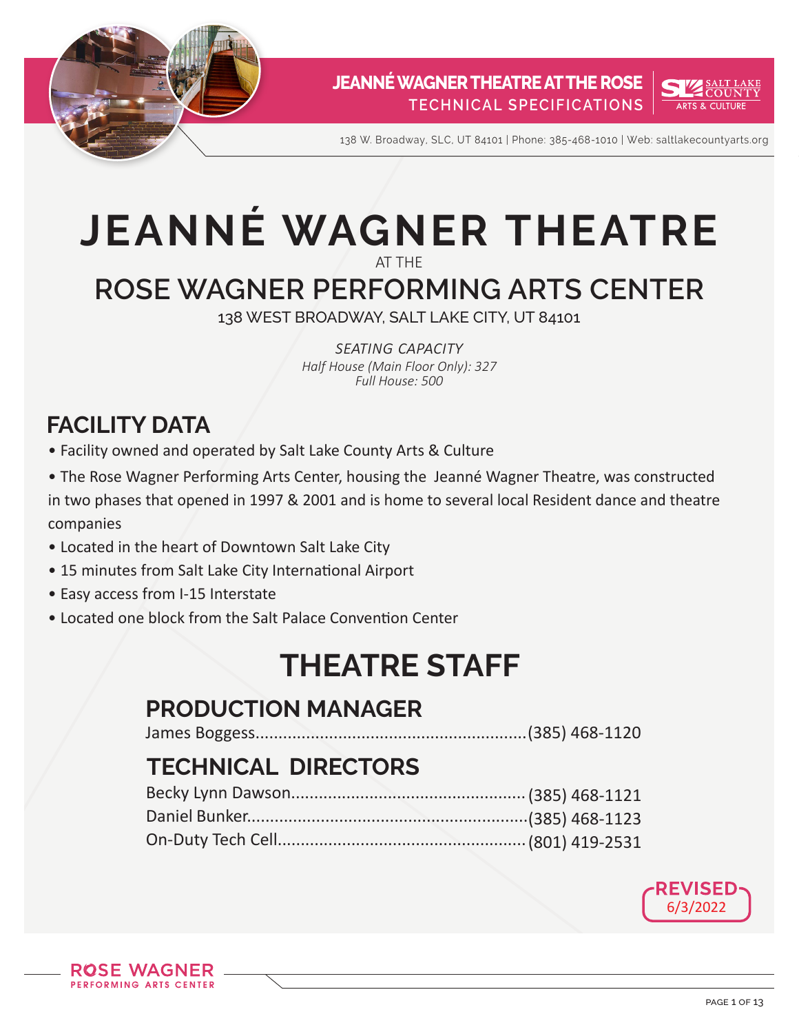# JEANNÉ WAGNER THEATRE

AT THE

## ROSE WAGNER PERFORMING ARTS CENTER

138 WEST BROADWAY, SALT LAKE CITY, UT 84101

*SEATING CAPACITY*
*Half House (Main Floor Only): 327*
*Full House: 500*

## FACILITY DATA

- Facility owned and operated by Salt Lake County Arts & Culture
- The Rose Wagner Performing Arts Center, housing the Jeanné Wagner Theatre, was constructed in two phases that opened in 1997 & 2001 and is home to several local Resident dance and theatre companies
- Located in the heart of Downtown Salt Lake City
- 15 minutes from Salt Lake City International Airport
- Easy access from I-15 Interstate
- Located one block from the Salt Palace Convention Center

# THEATRE STAFF

### PRODUCTION MANAGER

James Boggess............(385) 468-1120

### TECHNICAL DIRECTORS

Becky Lynn Dawson............(385) 468-1121
Daniel Bunker............(385) 468-1123
On-Duty Tech Cell............(801) 419-2531

REVISED 6/3/2022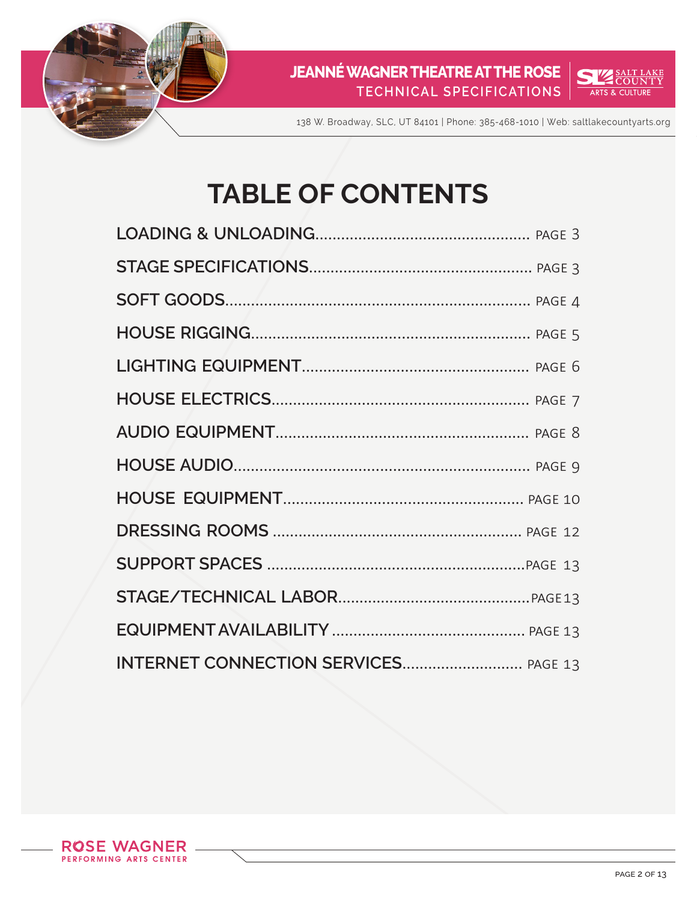# TABLE OF CONTENTS

| Section | Page |
| --- | --- |
| LOADING & UNLOADING | PAGE 3 |
| STAGE SPECIFICATIONS | PAGE 3 |
| SOFT GOODS | PAGE 4 |
| HOUSE RIGGING | PAGE 5 |
| LIGHTING EQUIPMENT | PAGE 6 |
| HOUSE ELECTRICS | PAGE 7 |
| AUDIO EQUIPMENT | PAGE 8 |
| HOUSE AUDIO | PAGE 9 |
| HOUSE EQUIPMENT | PAGE 10 |
| DRESSING ROOMS | PAGE 12 |
| SUPPORT SPACES | PAGE 13 |
| STAGE/TECHNICAL LABOR | PAGE 13 |
| EQUIPMENT AVAILABILITY | PAGE 13 |
| INTERNET CONNECTION SERVICES | PAGE 13 |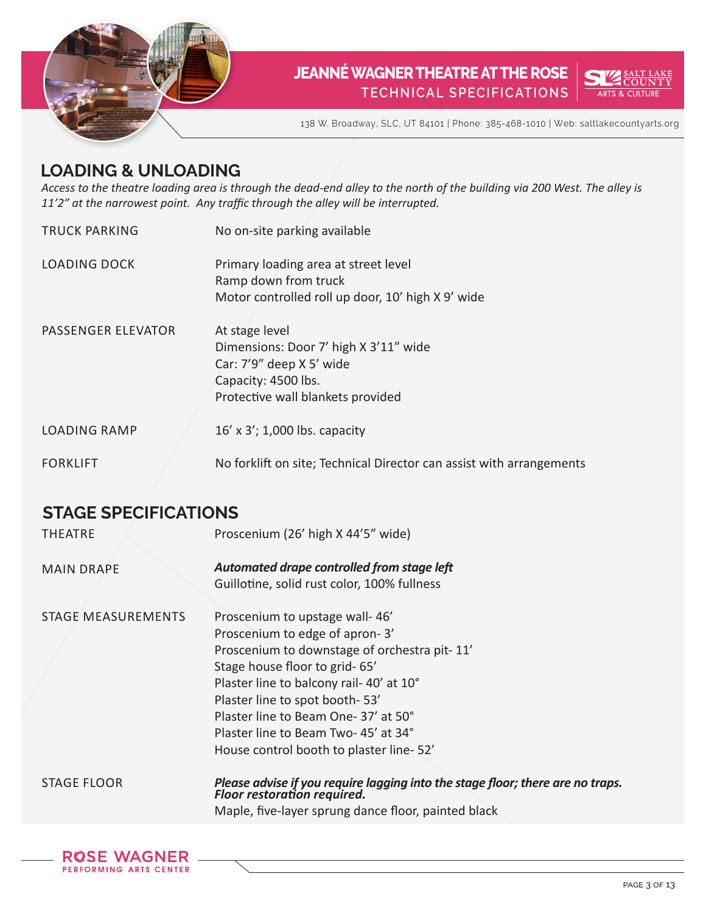## LOADING & UNLOADING

*Access to the theatre loading area is through the dead-end alley to the north of the building via 200 West. The alley is 11’2” at the narrowest point. Any traffic through the alley will be interrupted.*

| | |
|---|---|
| TRUCK PARKING | No on-site parking available |
| LOADING DOCK | Primary loading area at street level<br>Ramp down from truck<br>Motor controlled roll up door, 10’ high X 9’ wide |
| PASSENGER ELEVATOR | At stage level<br>Dimensions: Door 7’ high X 3’11” wide<br>Car: 7’9” deep X 5’ wide<br>Capacity: 4500 lbs.<br>Protective wall blankets provided |
| LOADING RAMP | 16’ x 3’; 1,000 lbs. capacity |
| FORKLIFT | No forklift on site; Technical Director can assist with arrangements |

## STAGE SPECIFICATIONS

| | |
|---|---|
| THEATRE | Proscenium (26’ high X 44’5” wide) |
| MAIN DRAPE | ***Automated drape controlled from stage left***<br>Guillotine, solid rust color, 100% fullness |
| STAGE MEASUREMENTS | Proscenium to upstage wall- 46’<br>Proscenium to edge of apron- 3’<br>Proscenium to downstage of orchestra pit- 11’<br>Stage house floor to grid- 65’<br>Plaster line to balcony rail- 40’ at 10°<br>Plaster line to spot booth- 53’<br>Plaster line to Beam One- 37’ at 50°<br>Plaster line to Beam Two- 45’ at 34°<br>House control booth to plaster line- 52’ |
| STAGE FLOOR | ***Please advise if you require lagging into the stage floor; there are no traps. Floor restoration required.***<br>Maple, five-layer sprung dance floor, painted black |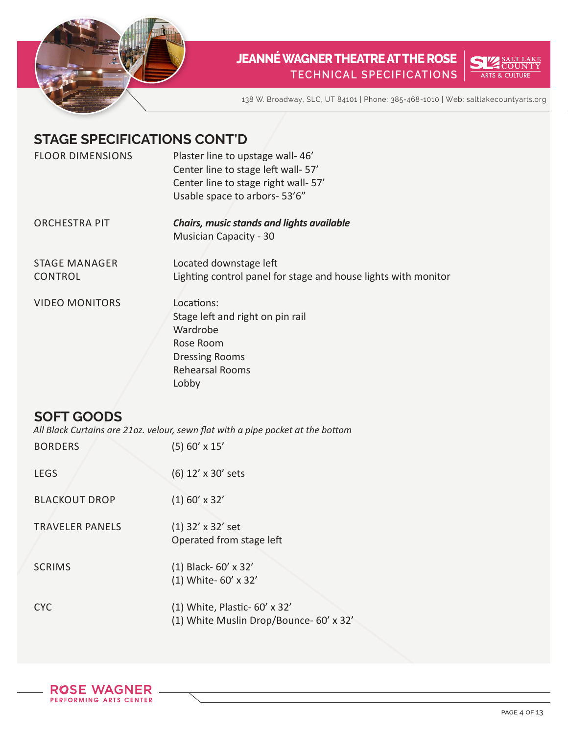## STAGE SPECIFICATIONS CONT'D

| | |
|---|---|
| FLOOR DIMENSIONS | Plaster line to upstage wall- 46'<br>Center line to stage left wall- 57'<br>Center line to stage right wall- 57'<br>Usable space to arbors- 53'6" |
| ORCHESTRA PIT | ***Chairs, music stands and lights available***<br>Musician Capacity - 30 |
| STAGE MANAGER CONTROL | Located downstage left<br>Lighting control panel for stage and house lights with monitor |
| VIDEO MONITORS | Locations:<br>Stage left and right on pin rail<br>Wardrobe<br>Rose Room<br>Dressing Rooms<br>Rehearsal Rooms<br>Lobby |

## SOFT GOODS

*All Black Curtains are 21oz. velour, sewn flat with a pipe pocket at the bottom*

| | |
|---|---|
| BORDERS | (5) 60' x 15' |
| LEGS | (6) 12' x 30' sets |
| BLACKOUT DROP | (1) 60' x 32' |
| TRAVELER PANELS | (1) 32' x 32' set<br>Operated from stage left |
| SCRIMS | (1) Black- 60' x 32'<br>(1) White- 60' x 32' |
| CYC | (1) White, Plastic- 60' x 32'<br>(1) White Muslin Drop/Bounce- 60' x 32' |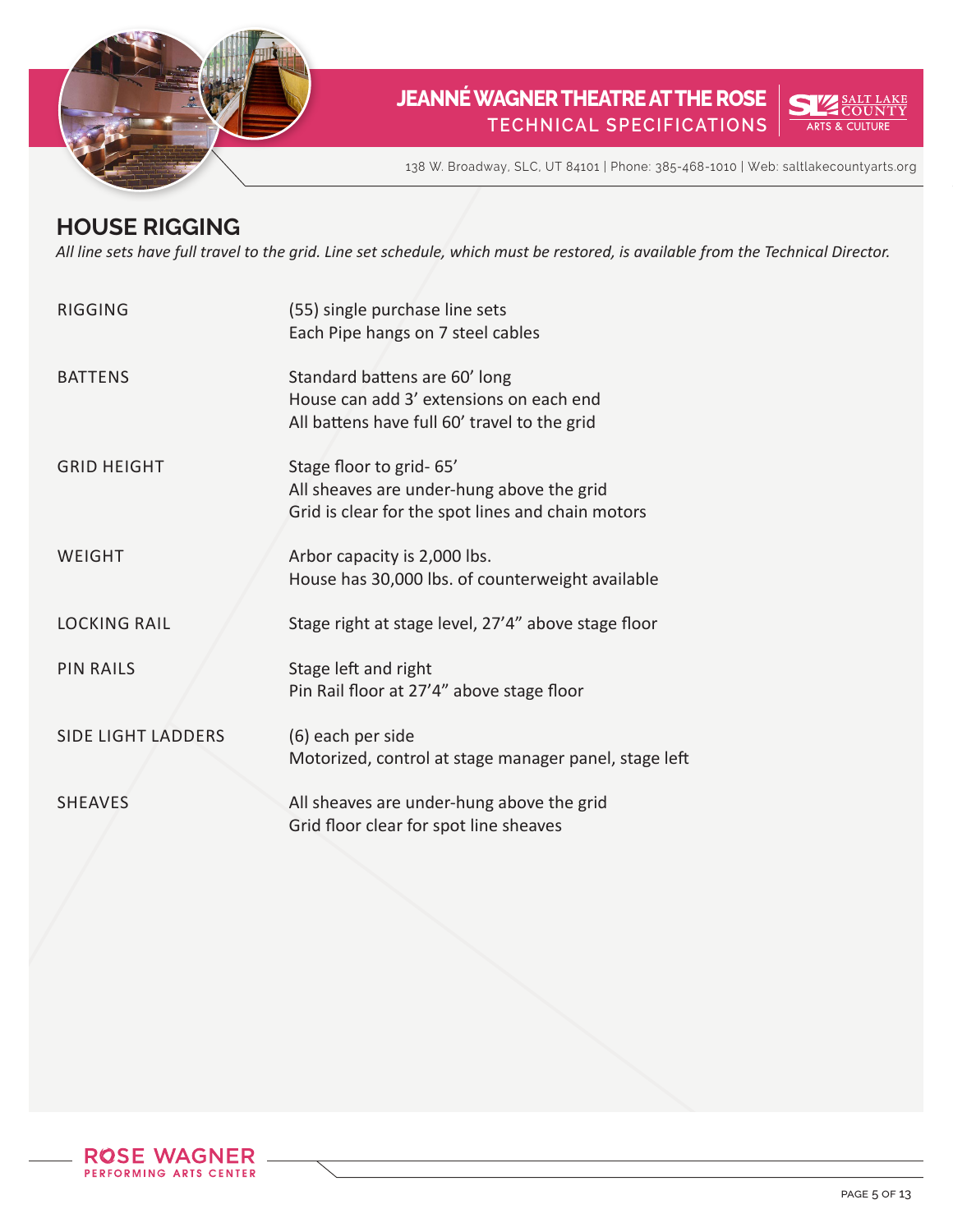## HOUSE RIGGING

*All line sets have full travel to the grid. Line set schedule, which must be restored, is available from the Technical Director.*

| | |
|---|---|
| RIGGING | (55) single purchase line sets<br>Each Pipe hangs on 7 steel cables |
| BATTENS | Standard battens are 60' long<br>House can add 3' extensions on each end<br>All battens have full 60' travel to the grid |
| GRID HEIGHT | Stage floor to grid- 65'<br>All sheaves are under-hung above the grid<br>Grid is clear for the spot lines and chain motors |
| WEIGHT | Arbor capacity is 2,000 lbs.<br>House has 30,000 lbs. of counterweight available |
| LOCKING RAIL | Stage right at stage level, 27'4" above stage floor |
| PIN RAILS | Stage left and right<br>Pin Rail floor at 27'4" above stage floor |
| SIDE LIGHT LADDERS | (6) each per side<br>Motorized, control at stage manager panel, stage left |
| SHEAVES | All sheaves are under-hung above the grid<br>Grid floor clear for spot line sheaves |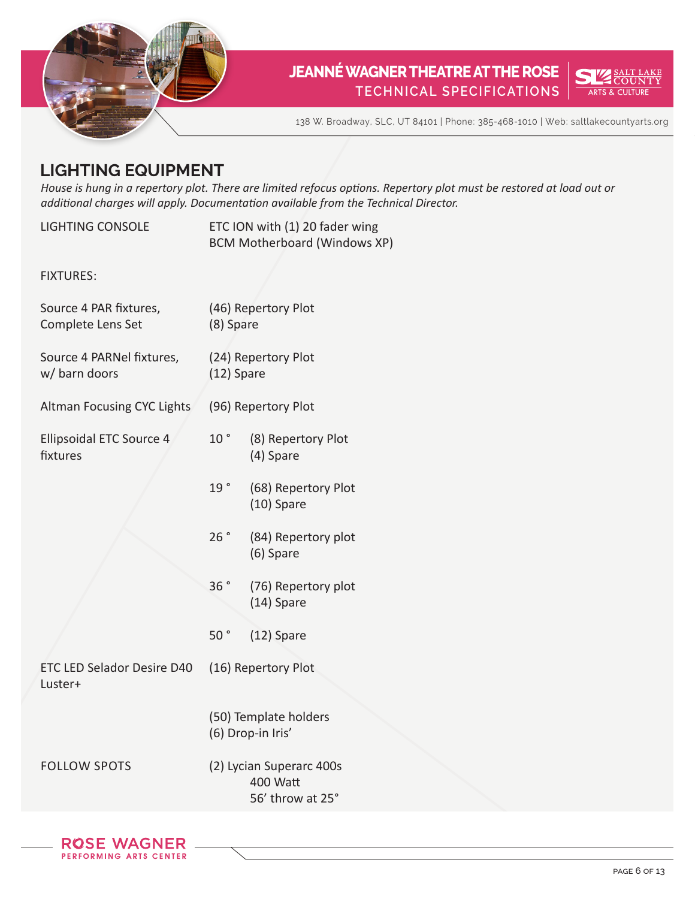## LIGHTING EQUIPMENT

*House is hung in a repertory plot. There are limited refocus options. Repertory plot must be restored at load out or additional charges will apply. Documentation available from the Technical Director.*

| | | |
|---|---|---|
| LIGHTING CONSOLE | ETC ION with (1) 20 fader wing<br>BCM Motherboard (Windows XP) | |
| FIXTURES: | | |
| Source 4 PAR fixtures, Complete Lens Set | (46) Repertory Plot<br>(8) Spare | |
| Source 4 PARNel fixtures, w/ barn doors | (24) Repertory Plot<br>(12) Spare | |
| Altman Focusing CYC Lights | (96) Repertory Plot | |
| Ellipsoidal ETC Source 4 fixtures | 10 ° | (8) Repertory Plot<br>(4) Spare |
| | 19 ° | (68) Repertory Plot<br>(10) Spare |
| | 26 ° | (84) Repertory plot<br>(6) Spare |
| | 36 ° | (76) Repertory plot<br>(14) Spare |
| | 50 ° | (12) Spare |
| ETC LED Selador Desire D40 Luster+ | (16) Repertory Plot | |
| | (50) Template holders<br>(6) Drop-in Iris' | |
| FOLLOW SPOTS | (2) Lycian Superarc 400s<br>400 Watt<br>56' throw at 25° | |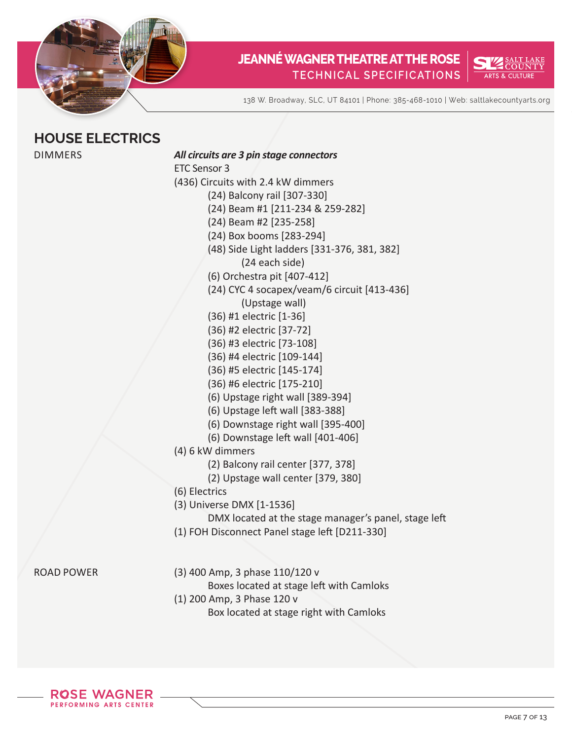## HOUSE ELECTRICS

### DIMMERS

***All circuits are 3 pin stage connectors***

ETC Sensor 3

(436) Circuits with 2.4 kW dimmers

- (24) Balcony rail [307-330]
- (24) Beam #1 [211-234 & 259-282]
- (24) Beam #2 [235-258]
- (24) Box booms [283-294]
- (48) Side Light ladders [331-376, 381, 382]
  - (24 each side)
- (6) Orchestra pit [407-412]
- (24) CYC 4 socapex/veam/6 circuit [413-436]
  - (Upstage wall)
- (36) #1 electric [1-36]
- (36) #2 electric [37-72]
- (36) #3 electric [73-108]
- (36) #4 electric [109-144]
- (36) #5 electric [145-174]
- (36) #6 electric [175-210]
- (6) Upstage right wall [389-394]
- (6) Upstage left wall [383-388]
- (6) Downstage right wall [395-400]
- (6) Downstage left wall [401-406]

(4) 6 kW dimmers

- (2) Balcony rail center [377, 378]
- (2) Upstage wall center [379, 380]

(6) Electrics

(3) Universe DMX [1-1536]

- DMX located at the stage manager's panel, stage left

(1) FOH Disconnect Panel stage left [D211-330]

### ROAD POWER

(3) 400 Amp, 3 phase 110/120 v

- Boxes located at stage left with Camloks

(1) 200 Amp, 3 Phase 120 v

- Box located at stage right with Camloks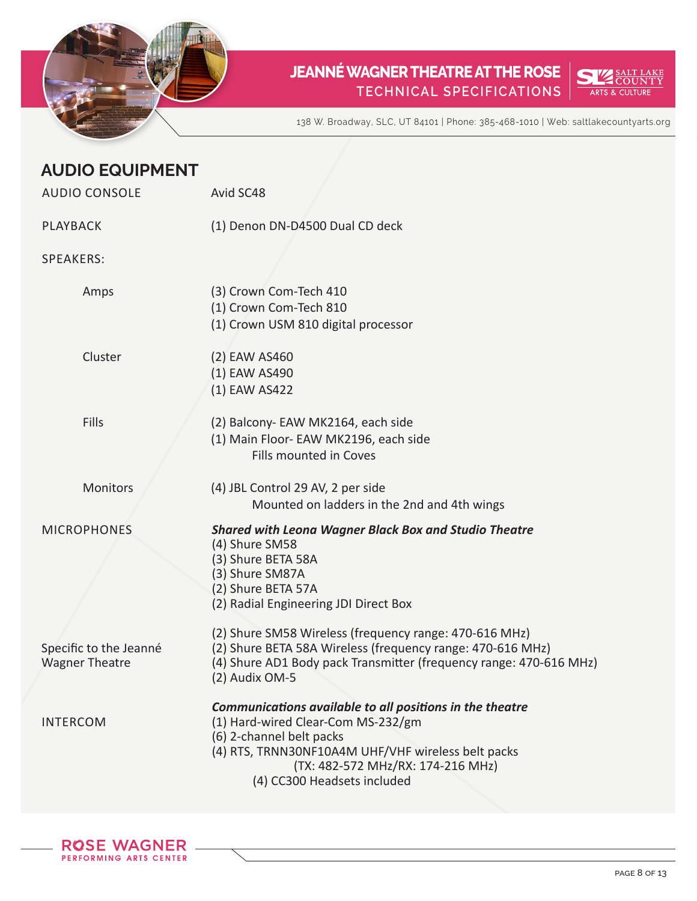## AUDIO EQUIPMENT

| | |
|---|---|
| AUDIO CONSOLE | Avid SC48 |
| PLAYBACK | (1) Denon DN-D4500 Dual CD deck |
| SPEAKERS: | |
| Amps | (3) Crown Com-Tech 410<br>(1) Crown Com-Tech 810<br>(1) Crown USM 810 digital processor |
| Cluster | (2) EAW AS460<br>(1) EAW AS490<br>(1) EAW AS422 |
| Fills | (2) Balcony- EAW MK2164, each side<br>(1) Main Floor- EAW MK2196, each side<br>Fills mounted in Coves |
| Monitors | (4) JBL Control 29 AV, 2 per side<br>Mounted on ladders in the 2nd and 4th wings |
| MICROPHONES | ***Shared with Leona Wagner Black Box and Studio Theatre***<br>(4) Shure SM58<br>(3) Shure BETA 58A<br>(3) Shure SM87A<br>(2) Shure BETA 57A<br>(2) Radial Engineering JDI Direct Box |
| Specific to the Jeanné Wagner Theatre | (2) Shure SM58 Wireless (frequency range: 470-616 MHz)<br>(2) Shure BETA 58A Wireless (frequency range: 470-616 MHz)<br>(4) Shure AD1 Body pack Transmitter (frequency range: 470-616 MHz)<br>(2) Audix OM-5 |
| INTERCOM | ***Communications available to all positions in the theatre***<br>(1) Hard-wired Clear-Com MS-232/gm<br>(6) 2-channel belt packs<br>(4) RTS, TRNN30NF10A4M UHF/VHF wireless belt packs<br>(TX: 482-572 MHz/RX: 174-216 MHz)<br>(4) CC300 Headsets included |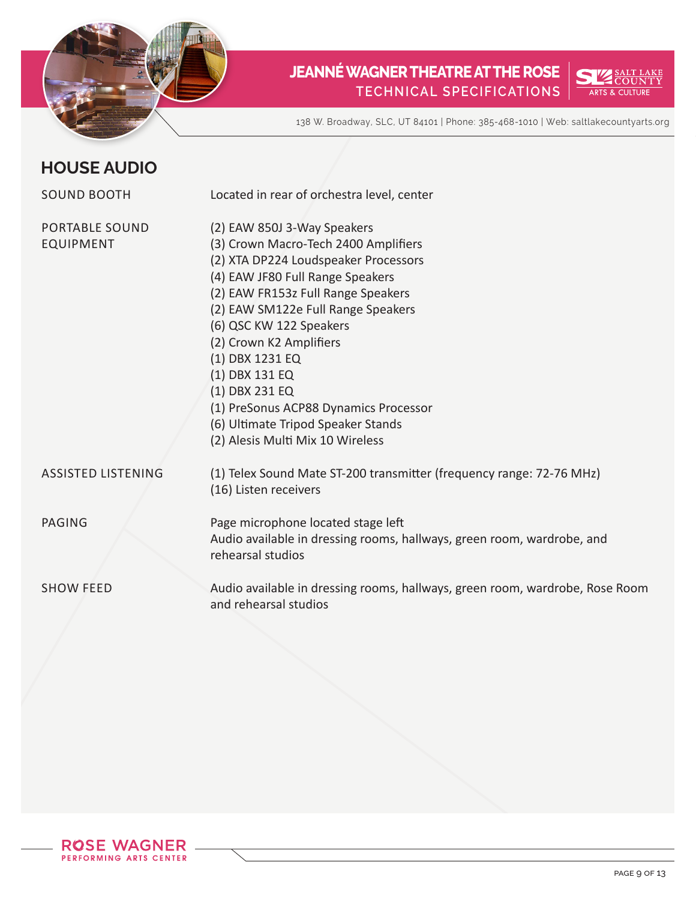## HOUSE AUDIO

| | |
|---|---|
| SOUND BOOTH | Located in rear of orchestra level, center |
| PORTABLE SOUND EQUIPMENT | (2) EAW 850J 3-Way Speakers<br>(3) Crown Macro-Tech 2400 Amplifiers<br>(2) XTA DP224 Loudspeaker Processors<br>(4) EAW JF80 Full Range Speakers<br>(2) EAW FR153z Full Range Speakers<br>(2) EAW SM122e Full Range Speakers<br>(6) QSC KW 122 Speakers<br>(2) Crown K2 Amplifiers<br>(1) DBX 1231 EQ<br>(1) DBX 131 EQ<br>(1) DBX 231 EQ<br>(1) PreSonus ACP88 Dynamics Processor<br>(6) Ultimate Tripod Speaker Stands<br>(2) Alesis Multi Mix 10 Wireless |
| ASSISTED LISTENING | (1) Telex Sound Mate ST-200 transmitter (frequency range: 72-76 MHz)<br>(16) Listen receivers |
| PAGING | Page microphone located stage left<br>Audio available in dressing rooms, hallways, green room, wardrobe, and rehearsal studios |
| SHOW FEED | Audio available in dressing rooms, hallways, green room, wardrobe, Rose Room and rehearsal studios |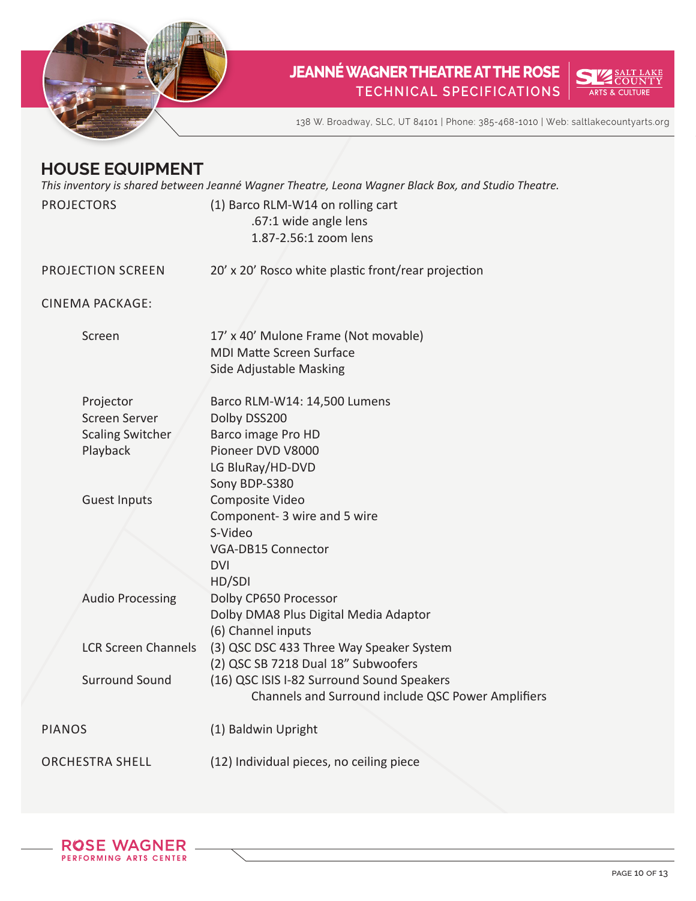## HOUSE EQUIPMENT

*This inventory is shared between Jeanné Wagner Theatre, Leona Wagner Black Box, and Studio Theatre.*

| | |
|---|---|
| PROJECTORS | (1) Barco RLM-W14 on rolling cart<br>.67:1 wide angle lens<br>1.87-2.56:1 zoom lens |
| PROJECTION SCREEN | 20' x 20' Rosco white plastic front/rear projection |
| CINEMA PACKAGE: | |
| Screen | 17' x 40' Mulone Frame (Not movable)<br>MDI Matte Screen Surface<br>Side Adjustable Masking |
| Projector | Barco RLM-W14: 14,500 Lumens |
| Screen Server | Dolby DSS200 |
| Scaling Switcher | Barco image Pro HD |
| Playback | Pioneer DVD V8000<br>LG BluRay/HD-DVD<br>Sony BDP-S380 |
| Guest Inputs | Composite Video<br>Component- 3 wire and 5 wire<br>S-Video<br>VGA-DB15 Connector<br>DVI<br>HD/SDI |
| Audio Processing | Dolby CP650 Processor<br>Dolby DMA8 Plus Digital Media Adaptor<br>(6) Channel inputs |
| LCR Screen Channels | (3) QSC DSC 433 Three Way Speaker System<br>(2) QSC SB 7218 Dual 18" Subwoofers |
| Surround Sound | (16) QSC ISIS I-82 Surround Sound Speakers<br>Channels and Surround include QSC Power Amplifiers |
| PIANOS | (1) Baldwin Upright |
| ORCHESTRA SHELL | (12) Individual pieces, no ceiling piece |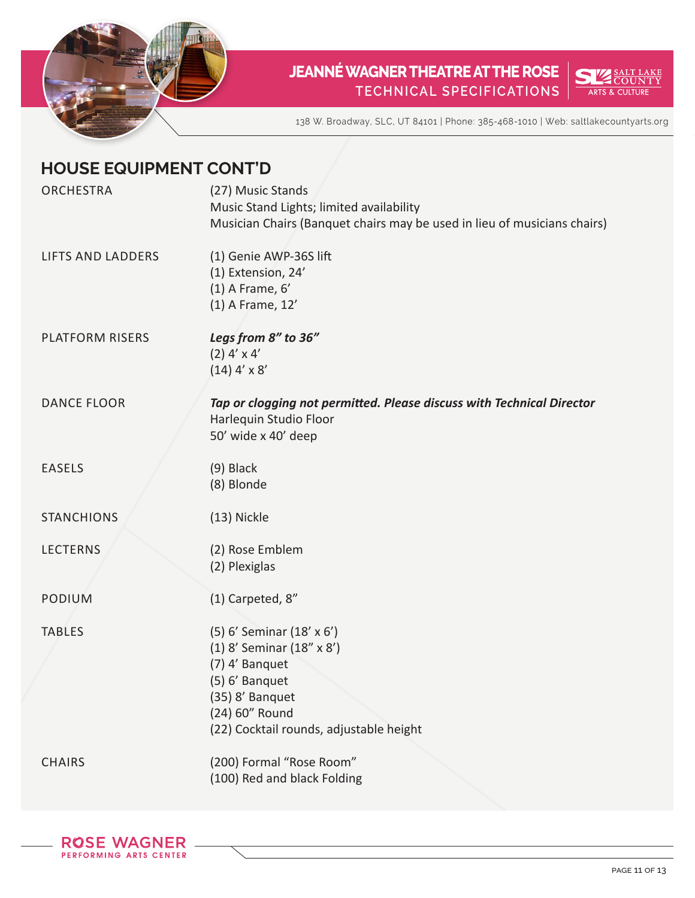## HOUSE EQUIPMENT CONT'D

| | |
|---|---|
| ORCHESTRA | (27) Music Stands<br>Music Stand Lights; limited availability<br>Musician Chairs (Banquet chairs may be used in lieu of musicians chairs) |
| LIFTS AND LADDERS | (1) Genie AWP-36S lift<br>(1) Extension, 24'<br>(1) A Frame, 6'<br>(1) A Frame, 12' |
| PLATFORM RISERS | ***Legs from 8" to 36"***<br>(2) 4' x 4'<br>(14) 4' x 8' |
| DANCE FLOOR | ***Tap or clogging not permitted. Please discuss with Technical Director***<br>Harlequin Studio Floor<br>50' wide x 40' deep |
| EASELS | (9) Black<br>(8) Blonde |
| STANCHIONS | (13) Nickle |
| LECTERNS | (2) Rose Emblem<br>(2) Plexiglas |
| PODIUM | (1) Carpeted, 8" |
| TABLES | (5) 6' Seminar (18' x 6')<br>(1) 8' Seminar (18" x 8')<br>(7) 4' Banquet<br>(5) 6' Banquet<br>(35) 8' Banquet<br>(24) 60" Round<br>(22) Cocktail rounds, adjustable height |
| CHAIRS | (200) Formal "Rose Room"<br>(100) Red and black Folding |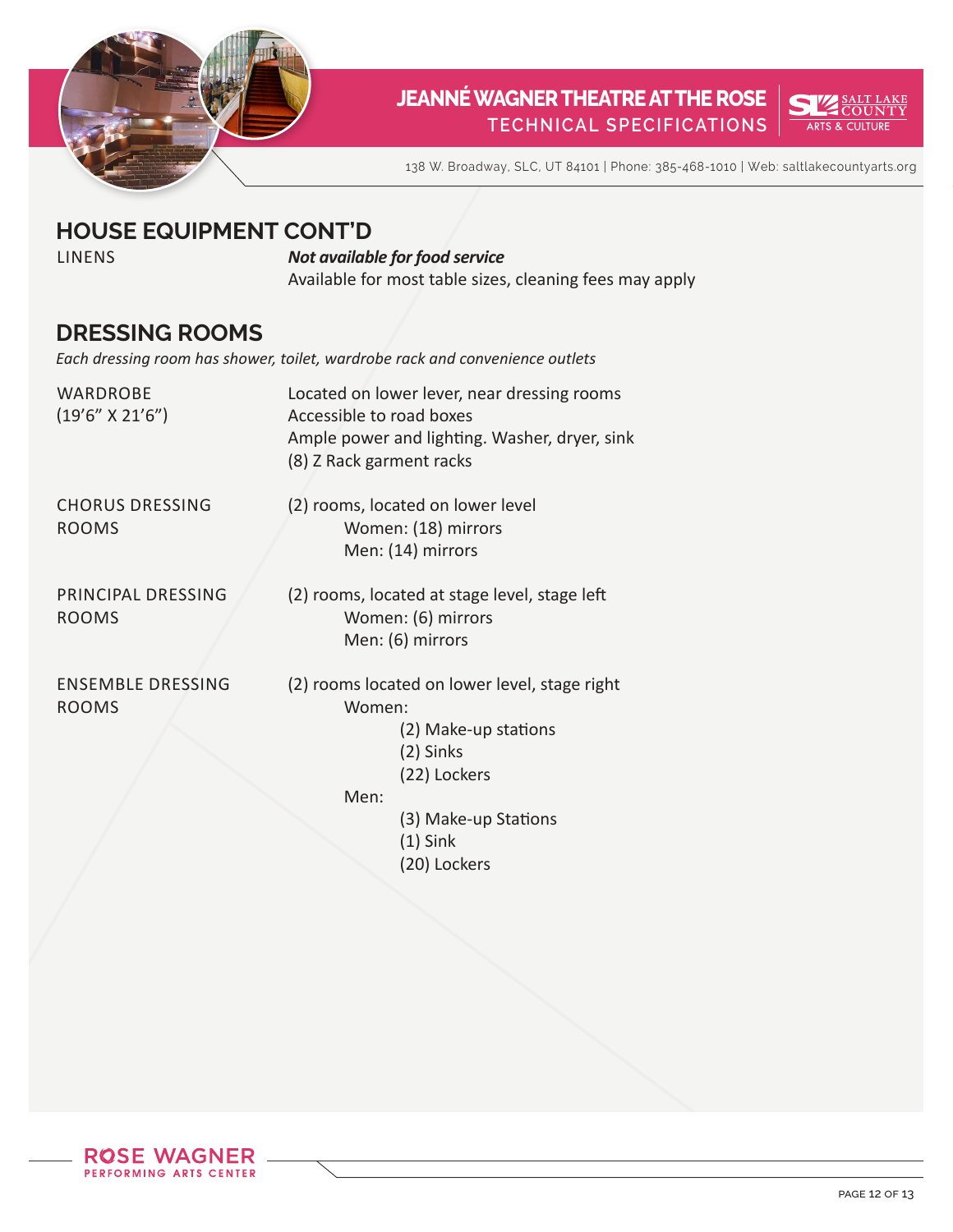## HOUSE EQUIPMENT CONT'D

LINENS

***Not available for food service***
Available for most table sizes, cleaning fees may apply

## DRESSING ROOMS

*Each dressing room has shower, toilet, wardrobe rack and convenience outlets*

WARDROBE (19'6" X 21'6")

Located on lower lever, near dressing rooms
Accessible to road boxes
Ample power and lighting. Washer, dryer, sink
(8) Z Rack garment racks

CHORUS DRESSING ROOMS

(2) rooms, located on lower level
- Women: (18) mirrors
- Men: (14) mirrors

PRINCIPAL DRESSING ROOMS

(2) rooms, located at stage level, stage left
- Women: (6) mirrors
- Men: (6) mirrors

ENSEMBLE DRESSING ROOMS

(2) rooms located on lower level, stage right
- Women:
  - (2) Make-up stations
  - (2) Sinks
  - (22) Lockers
- Men:
  - (3) Make-up Stations
  - (1) Sink
  - (20) Lockers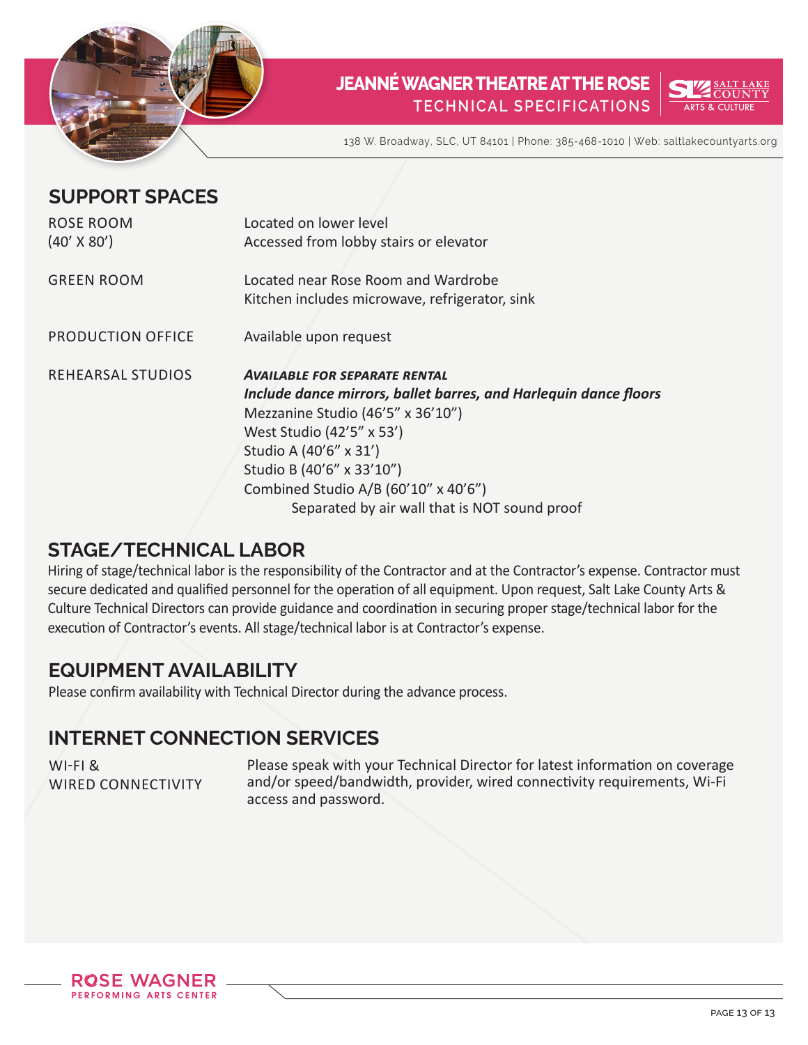## SUPPORT SPACES

| | |
|---|---|
| ROSE ROOM (40' X 80') | Located on lower level<br>Accessed from lobby stairs or elevator |
| GREEN ROOM | Located near Rose Room and Wardrobe<br>Kitchen includes microwave, refrigerator, sink |
| PRODUCTION OFFICE | Available upon request |
| REHEARSAL STUDIOS | ***Available for separate rental***<br>***Include dance mirrors, ballet barres, and Harlequin dance floors***<br>Mezzanine Studio (46'5" x 36'10")<br>West Studio (42'5" x 53')<br>Studio A (40'6" x 31')<br>Studio B (40'6" x 33'10")<br>Combined Studio A/B (60'10" x 40'6")<br>Separated by air wall that is NOT sound proof |

## STAGE/TECHNICAL LABOR

Hiring of stage/technical labor is the responsibility of the Contractor and at the Contractor's expense. Contractor must secure dedicated and qualified personnel for the operation of all equipment. Upon request, Salt Lake County Arts & Culture Technical Directors can provide guidance and coordination in securing proper stage/technical labor for the execution of Contractor's events. All stage/technical labor is at Contractor's expense.

## EQUIPMENT AVAILABILITY

Please confirm availability with Technical Director during the advance process.

## INTERNET CONNECTION SERVICES

| | |
|---|---|
| WI-FI & WIRED CONNECTIVITY | Please speak with your Technical Director for latest information on coverage and/or speed/bandwidth, provider, wired connectivity requirements, Wi-Fi access and password. |